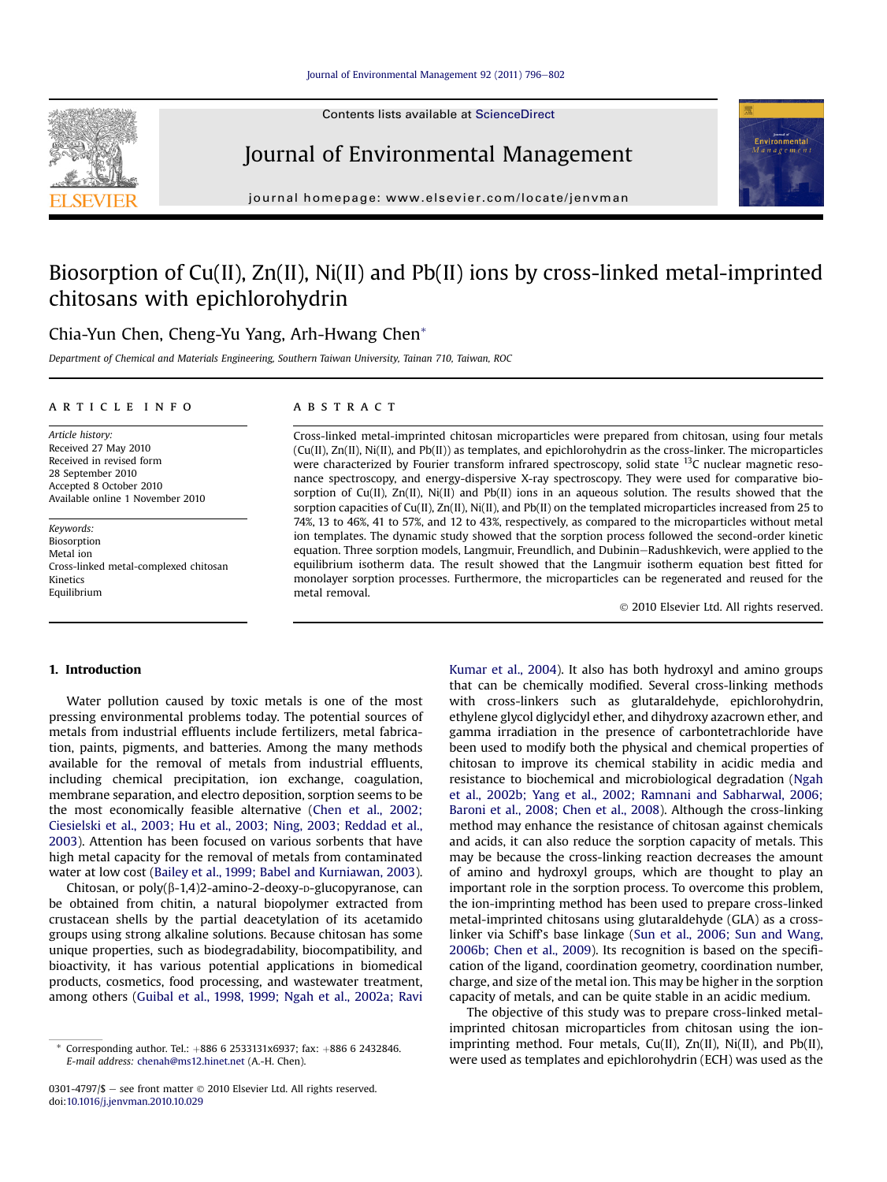# Biosorption of Cu(II), Zn(II), Ni(II) and Pb(II) ions by cross-linked metal-imprinted chitosans with epichlorohydrin

Chia-Yun Chen, Cheng-Yu Yang, Arh-Hwang Chen*

*Department of Chemical and Materials Engineering, Southern Taiwan University, Tainan 710, Taiwan, ROC*

## ARTICLE INFO

*Article history:*
Received 27 May 2010
Received in revised form
28 September 2010
Accepted 8 October 2010
Available online 1 November 2010

*Keywords:*
Biosorption
Metal ion
Cross-linked metal-complexed chitosan
Kinetics
Equilibrium

## ABSTRACT

Cross-linked metal-imprinted chitosan microparticles were prepared from chitosan, using four metals (Cu(II), Zn(II), Ni(II), and Pb(II)) as templates, and epichlorohydrin as the cross-linker. The microparticles were characterized by Fourier transform infrared spectroscopy, solid state $^{13}$C nuclear magnetic resonance spectroscopy, and energy-dispersive X-ray spectroscopy. They were used for comparative biosorption of Cu(II), Zn(II), Ni(II) and Pb(II) ions in an aqueous solution. The results showed that the sorption capacities of Cu(II), Zn(II), Ni(II), and Pb(II) on the templated microparticles increased from 25 to 74%, 13 to 46%, 41 to 57%, and 12 to 43%, respectively, as compared to the microparticles without metal ion templates. The dynamic study showed that the sorption process followed the second-order kinetic equation. Three sorption models, Langmuir, Freundlich, and Dubinin–Radushkevich, were applied to the equilibrium isotherm data. The result showed that the Langmuir isotherm equation best fitted for monolayer sorption processes. Furthermore, the microparticles can be regenerated and reused for the metal removal.

© 2010 Elsevier Ltd. All rights reserved.

## 1. Introduction

Water pollution caused by toxic metals is one of the most pressing environmental problems today. The potential sources of metals from industrial effluents include fertilizers, metal fabrication, paints, pigments, and batteries. Among the many methods available for the removal of metals from industrial effluents, including chemical precipitation, ion exchange, coagulation, membrane separation, and electro deposition, sorption seems to be the most economically feasible alternative (Chen et al., 2002; Ciesielski et al., 2003; Hu et al., 2003; Ning, 2003; Reddad et al., 2003). Attention has been focused on various sorbents that have high metal capacity for the removal of metals from contaminated water at low cost (Bailey et al., 1999; Babel and Kurniawan, 2003).

Chitosan, or poly(β-1,4)2-amino-2-deoxy-D-glucopyranose, can be obtained from chitin, a natural biopolymer extracted from crustacean shells by the partial deacetylation of its acetamido groups using strong alkaline solutions. Because chitosan has some unique properties, such as biodegradability, biocompatibility, and bioactivity, it has various potential applications in biomedical products, cosmetics, food processing, and wastewater treatment, among others (Guibal et al., 1998, 1999; Ngah et al., 2002a; Ravi Kumar et al., 2004). It also has both hydroxyl and amino groups that can be chemically modified. Several cross-linking methods with cross-linkers such as glutaraldehyde, epichlorohydrin, ethylene glycol diglycidyl ether, and dihydroxy azacrown ether, and gamma irradiation in the presence of carbontetrachloride have been used to modify both the physical and chemical properties of chitosan to improve its chemical stability in acidic media and resistance to biochemical and microbiological degradation (Ngah et al., 2002b; Yang et al., 2002; Ramnani and Sabharwal, 2006; Baroni et al., 2008; Chen et al., 2008). Although the cross-linking method may enhance the resistance of chitosan against chemicals and acids, it can also reduce the sorption capacity of metals. This may be because the cross-linking reaction decreases the amount of amino and hydroxyl groups, which are thought to play an important role in the sorption process. To overcome this problem, the ion-imprinting method has been used to prepare cross-linked metal-imprinted chitosans using glutaraldehyde (GLA) as a cross-linker via Schiff's base linkage (Sun et al., 2006; Sun and Wang, 2006b; Chen et al., 2009). Its recognition is based on the specification of the ligand, coordination geometry, coordination number, charge, and size of the metal ion. This may be higher in the sorption capacity of metals, and can be quite stable in an acidic medium.

The objective of this study was to prepare cross-linked metal-imprinted chitosan microparticles from chitosan using the ion-imprinting method. Four metals, Cu(II), Zn(II), Ni(II), and Pb(II), were used as templates and epichlorohydrin (ECH) was used as the

---

* Corresponding author. Tel.: +886 6 2533131x6937; fax: +886 6 2432846. E-mail address: chenah@ms12.hinet.net (A.-H. Chen).

0301-4797/$ – see front matter © 2010 Elsevier Ltd. All rights reserved.
doi:10.1016/j.jenvman.2010.10.029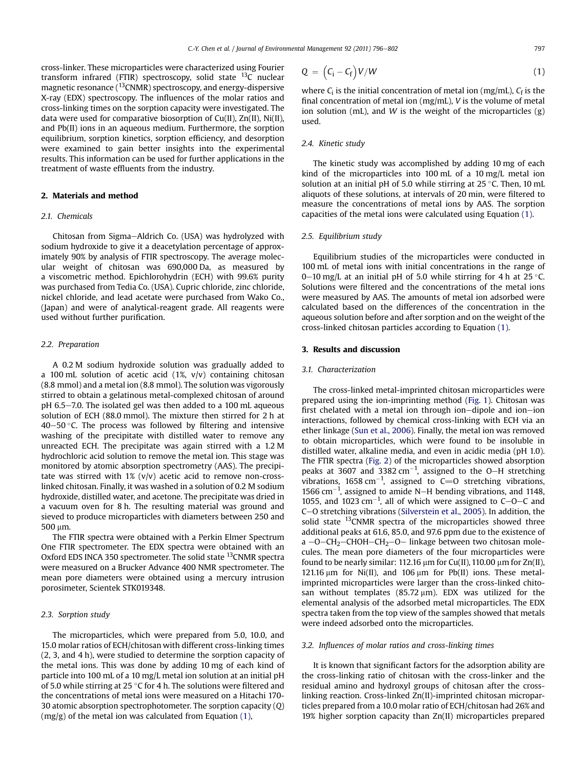cross-linker. These microparticles were characterized using Fourier transform infrared (FTIR) spectroscopy, solid state $^{13}C$ nuclear magnetic resonance ($^{13}$CNMR) spectroscopy, and energy-dispersive X-ray (EDX) spectroscopy. The influences of the molar ratios and cross-linking times on the sorption capacity were investigated. The data were used for comparative biosorption of Cu(II), Zn(II), Ni(II), and Pb(II) ions in an aqueous medium. Furthermore, the sorption equilibrium, sorption kinetics, sorption efficiency, and desorption were examined to gain better insights into the experimental results. This information can be used for further applications in the treatment of waste effluents from the industry.

## 2. Materials and method

### 2.1. Chemicals

Chitosan from Sigma–Aldrich Co. (USA) was hydrolyzed with sodium hydroxide to give it a deacetylation percentage of approximately 90% by analysis of FTIR spectroscopy. The average molecular weight of chitosan was 690,000 Da, as measured by a viscometric method. Epichlorohydrin (ECH) with 99.6% purity was purchased from Tedia Co. (USA). Cupric chloride, zinc chloride, nickel chloride, and lead acetate were purchased from Wako Co., (Japan) and were of analytical-reagent grade. All reagents were used without further purification.

### 2.2. Preparation

A 0.2 M sodium hydroxide solution was gradually added to a 100 mL solution of acetic acid (1%, v/v) containing chitosan (8.8 mmol) and a metal ion (8.8 mmol). The solution was vigorously stirred to obtain a gelatinous metal-complexed chitosan of around pH 6.5–7.0. The isolated gel was then added to a 100 mL aqueous solution of ECH (88.0 mmol). The mixture then stirred for 2 h at 40–50 °C. The process was followed by filtering and intensive washing of the precipitate with distilled water to remove any unreacted ECH. The precipitate was again stirred with a 1.2 M hydrochloric acid solution to remove the metal ion. This stage was monitored by atomic absorption spectrometry (AAS). The precipitate was stirred with 1% (v/v) acetic acid to remove non-cross-linked chitosan. Finally, it was washed in a solution of 0.2 M sodium hydroxide, distilled water, and acetone. The precipitate was dried in a vacuum oven for 8 h. The resulting material was ground and sieved to produce microparticles with diameters between 250 and 500 μm.

The FTIR spectra were obtained with a Perkin Elmer Spectrum One FTIR spectrometer. The EDX spectra were obtained with an Oxford EDS INCA 350 spectrometer. The solid state $^{13}$CNMR spectra were measured on a Brucker Advance 400 NMR spectrometer. The mean pore diameters were obtained using a mercury intrusion porosimeter, Scientek STK019348.

### 2.3. Sorption study

The microparticles, which were prepared from 5.0, 10.0, and 15.0 molar ratios of ECH/chitosan with different cross-linking times (2, 3, and 4 h), were studied to determine the sorption capacity of the metal ions. This was done by adding 10 mg of each kind of particle into 100 mL of a 10 mg/L metal ion solution at an initial pH of 5.0 while stirring at 25 °C for 4 h. The solutions were filtered and the concentrations of metal ions were measured on a Hitachi 170-30 atomic absorption spectrophotometer. The sorption capacity ($Q$) (mg/g) of the metal ion was calculated from Equation (1),

$$Q = \left(C_i - C_f\right)V/W \tag{1}$$

where $C_i$ is the initial concentration of metal ion (mg/mL), $C_f$ is the final concentration of metal ion (mg/mL), $V$ is the volume of metal ion solution (mL), and $W$ is the weight of the microparticles (g) used.

### 2.4. Kinetic study

The kinetic study was accomplished by adding 10 mg of each kind of the microparticles into 100 mL of a 10 mg/L metal ion solution at an initial pH of 5.0 while stirring at 25 °C. Then, 10 mL aliquots of these solutions, at intervals of 20 min, were filtered to measure the concentrations of metal ions by AAS. The sorption capacities of the metal ions were calculated using Equation (1).

### 2.5. Equilibrium study

Equilibrium studies of the microparticles were conducted in 100 mL of metal ions with initial concentrations in the range of 0–10 mg/L at an initial pH of 5.0 while stirring for 4 h at 25 °C. Solutions were filtered and the concentrations of the metal ions were measured by AAS. The amounts of metal ion adsorbed were calculated based on the differences of the concentration in the aqueous solution before and after sorption and on the weight of the cross-linked chitosan particles according to Equation (1).

## 3. Results and discussion

### 3.1. Characterization

The cross-linked metal-imprinted chitosan microparticles were prepared using the ion-imprinting method (Fig. 1). Chitosan was first chelated with a metal ion through ion–dipole and ion–ion interactions, followed by chemical cross-linking with ECH via an ether linkage (Sun et al., 2006). Finally, the metal ion was removed to obtain microparticles, which were found to be insoluble in distilled water, alkaline media, and even in acidic media (pH 1.0). The FTIR spectra (Fig. 2) of the microparticles showed absorption peaks at 3607 and 3382 cm$^{-1}$, assigned to the O–H stretching vibrations, 1658 cm$^{-1}$, assigned to C=O stretching vibrations, 1566 cm$^{-1}$, assigned to amide N–H bending vibrations, and 1148, 1055, and 1023 cm$^{-1}$, all of which were assigned to C–O–C and C–O stretching vibrations (Silverstein et al., 2005). In addition, the solid state $^{13}$CNMR spectra of the microparticles showed three additional peaks at 61.6, 85.0, and 97.6 ppm due to the existence of a –O–CH$_2$–CHOH–CH$_2$–O– linkage between two chitosan molecules. The mean pore diameters of the four microparticles were found to be nearly similar: 112.16 μm for Cu(II), 110.00 μm for Zn(II), 121.16 μm for Ni(II), and 106 μm for Pb(II) ions. These metal-imprinted microparticles were larger than the cross-linked chitosan without templates (85.72 μm). EDX was utilized for the elemental analysis of the adsorbed metal microparticles. The EDX spectra taken from the top view of the samples showed that metals were indeed adsorbed onto the microparticles.

### 3.2. Influences of molar ratios and cross-linking times

It is known that significant factors for the adsorption ability are the cross-linking ratio of chitosan with the cross-linker and the residual amino and hydroxyl groups of chitosan after the cross-linking reaction. Cross-linked Zn(II)-imprinted chitosan microparticles prepared from a 10.0 molar ratio of ECH/chitosan had 26% and 19% higher sorption capacity than Zn(II) microparticles prepared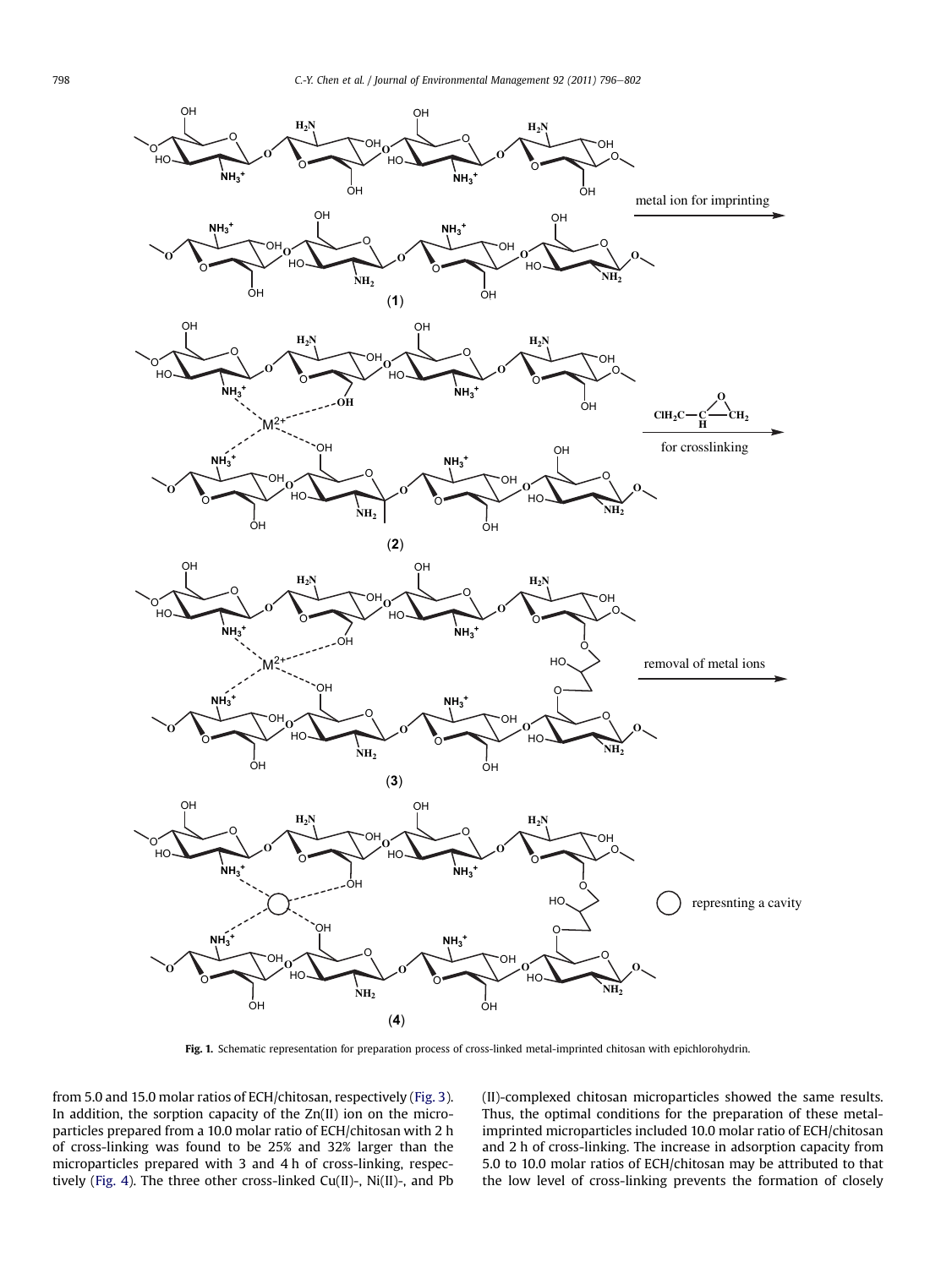Fig. 1. Schematic representation for preparation process of cross-linked metal-imprinted chitosan with epichlorohydrin.

from 5.0 and 15.0 molar ratios of ECH/chitosan, respectively (Fig. 3). In addition, the sorption capacity of the Zn(II) ion on the microparticles prepared from a 10.0 molar ratio of ECH/chitosan with 2 h of cross-linking was found to be 25% and 32% larger than the microparticles prepared with 3 and 4 h of cross-linking, respectively (Fig. 4). The three other cross-linked Cu(II)-, Ni(II)-, and Pb(II)-complexed chitosan microparticles showed the same results. Thus, the optimal conditions for the preparation of these metal-imprinted microparticles included 10.0 molar ratio of ECH/chitosan and 2 h of cross-linking. The increase in adsorption capacity from 5.0 to 10.0 molar ratios of ECH/chitosan may be attributed to that the low level of cross-linking prevents the formation of closely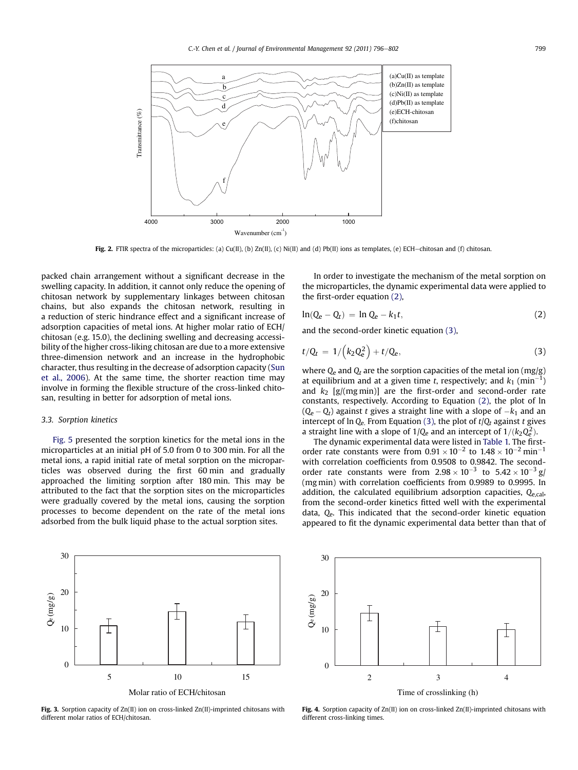a
b
c
d
e
f
Transmittance (%)
4000
3000
2000
1000
Wavenumber (cm$^{-1}$)
(a)Cu(II) as template
(b)Zn(II) as template
(c)Ni(II) as template
(d)Pb(II) as template
(e)ECH-chitosan
(f)chitosan

**Fig. 2.** FTIR spectra of the microparticles: (a) Cu(II), (b) Zn(II), (c) Ni(II) and (d) Pb(II) ions as templates, (e) ECH–chitosan and (f) chitosan.

packed chain arrangement without a significant decrease in the swelling capacity. In addition, it cannot only reduce the opening of chitosan network by supplementary linkages between chitosan chains, but also expands the chitosan network, resulting in a reduction of steric hindrance effect and a significant increase of adsorption capacities of metal ions. At higher molar ratio of ECH/chitosan (e.g. 15.0), the declining swelling and decreasing accessibility of the higher cross-liking chitosan are due to a more extensive three-dimension network and an increase in the hydrophobic character, thus resulting in the decrease of adsorption capacity (Sun et al., 2006). At the same time, the shorter reaction time may involve in forming the flexible structure of the cross-linked chitosan, resulting in better for adsorption of metal ions.

### 3.3. Sorption kinetics

Fig. 5 presented the sorption kinetics for the metal ions in the microparticles at an initial pH of 5.0 from 0 to 300 min. For all the metal ions, a rapid initial rate of metal sorption on the microparticles was observed during the first 60 min and gradually approached the limiting sorption after 180 min. This may be attributed to the fact that the sorption sites on the microparticles were gradually covered by the metal ions, causing the sorption processes to become dependent on the rate of the metal ions adsorbed from the bulk liquid phase to the actual sorption sites.

In order to investigate the mechanism of the metal sorption on the microparticles, the dynamic experimental data were applied to the first-order equation (2),

$$\ln(Q_e - Q_t) = \ln Q_e - k_1 t, \tag{2}$$

and the second-order kinetic equation (3),

$$t/Q_t = 1/\left(k_2 Q_e^2\right) + t/Q_e, \tag{3}$$

where $Q_e$ and $Q_t$ are the sorption capacities of the metal ion (mg/g) at equilibrium and at a given time $t$, respectively; and $k_1$ (min$^{-1}$) and $k_2$ [g/(mg min)] are the first-order and second-order rate constants, respectively. According to Equation (2), the plot of ln ($Q_e - Q_t$) against $t$ gives a straight line with a slope of $-k_1$ and an intercept of ln $Q_e$. From Equation (3), the plot of $t/Q_t$ against $t$ gives a straight line with a slope of $1/Q_e$ and an intercept of $1/(k_2 Q_e^2)$.

The dynamic experimental data were listed in Table 1. The first-order rate constants were from $0.91 \times 10^{-2}$ to $1.48 \times 10^{-2}$ min$^{-1}$ with correlation coefficients from 0.9508 to 0.9842. The second-order rate constants were from $2.98 \times 10^{-3}$ to $5.42 \times 10^{-3}$ g/(mg min) with correlation coefficients from 0.9989 to 0.9995. In addition, the calculated equilibrium adsorption capacities, $Q_{e,cal}$, from the second-order kinetics fitted well with the experimental data, $Q_e$. This indicated that the second-order kinetic equation appeared to fit the dynamic experimental data better than that of

30
20
10
0
$Q_e$ (mg/g)
5
10
15
Molar ratio of ECH/chitosan

**Fig. 3.** Sorption capacity of Zn(II) ion on cross-linked Zn(II)-imprinted chitosans with different molar ratios of ECH/chitosan.

30
20
10
0
$Q_e$ (mg/g)
2
3
4
Time of crosslinking (h)

**Fig. 4.** Sorption capacity of Zn(II) ion on cross-linked Zn(II)-imprinted chitosans with different cross-linking times.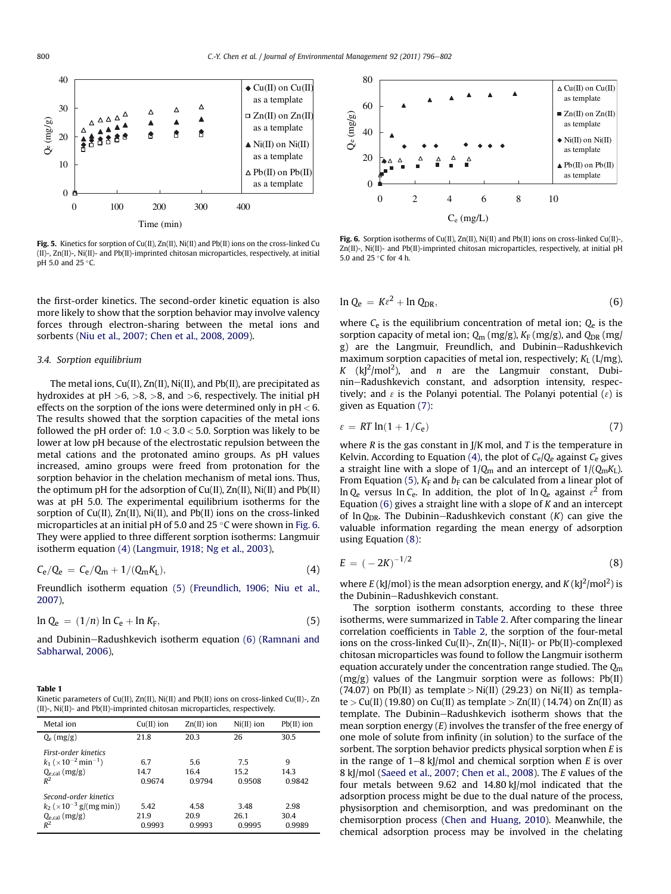40
30
20
10
0
0 100 200 300 400
Time (min)
Qe (mg/g)
◆ Cu(II) on Cu(II) as a template
□ Zn(II) on Zn(II) as a template
▲ Ni(II) on Ni(II) as a template
△ Pb(II) on Pb(II) as a template

**Fig. 5.** Kinetics for sorption of Cu(II), Zn(II), Ni(II) and Pb(II) ions on the cross-linked Cu(II)-, Zn(II)-, Ni(II)- and Pb(II)-imprinted chitosan microparticles, respectively, at initial pH 5.0 and 25 °C.

80
60
40
20
0
0 2 4 6 8 10
Ce (mg/L)
Qe (mg/g)
△ Cu(II) on Cu(II) as template
■ Zn(II) on Zn(II) as template
◆ Ni(II) on Ni(II) as template
▲ Pb(II) on Pb(II) as template

**Fig. 6.** Sorption isotherms of Cu(II), Zn(II), Ni(II) and Pb(II) ions on cross-linked Cu(II)-, Zn(II)-, Ni(II)- and Pb(II)-imprinted chitosan microparticles, respectively, at initial pH 5.0 and 25 °C for 4 h.

the first-order kinetics. The second-order kinetic equation is also more likely to show that the sorption behavior may involve valency forces through electron-sharing between the metal ions and sorbents (Niu et al., 2007; Chen et al., 2008, 2009).

### 3.4. Sorption equilibrium

The metal ions, Cu(II), Zn(II), Ni(II), and Pb(II), are precipitated as hydroxides at pH >6, >8, >8, and >6, respectively. The initial pH effects on the sorption of the ions were determined only in pH < 6. The results showed that the sorption capacities of the metal ions followed the pH order of: 1.0 < 3.0 < 5.0. Sorption was likely to be lower at low pH because of the electrostatic repulsion between the metal cations and the protonated amino groups. As pH values increased, amino groups were freed from protonation for the sorption behavior in the chelation mechanism of metal ions. Thus, the optimum pH for the adsorption of Cu(II), Zn(II), Ni(II) and Pb(II) was at pH 5.0. The experimental equilibrium isotherms for the sorption of Cu(II), Zn(II), Ni(II), and Pb(II) ions on the cross-linked microparticles at an initial pH of 5.0 and 25 °C were shown in Fig. 6. They were applied to three different sorption isotherms: Langmuir isotherm equation (4) (Langmuir, 1918; Ng et al., 2003),

$$C_e/Q_e = C_e/Q_m + 1/(Q_m K_L), \tag{4}$$

Freundlich isotherm equation (5) (Freundlich, 1906; Niu et al., 2007),

$$\ln Q_e = (1/n)\ln C_e + \ln K_F, \tag{5}$$

and Dubinin–Radushkevich isotherm equation (6) (Ramnani and Sabharwal, 2006),

$$\ln Q_e = K\varepsilon^2 + \ln Q_{DR}, \tag{6}$$

where $C_e$ is the equilibrium concentration of metal ion; $Q_e$ is the sorption capacity of metal ion; $Q_m$ (mg/g), $K_F$ (mg/g), and $Q_{DR}$ (mg/g) are the Langmuir, Freundlich, and Dubinin–Radushkevich maximum sorption capacities of metal ion, respectively; $K_L$ (L/mg), $K$ (kJ$^2$/mol$^2$), and $n$ are the Langmuir constant, Dubinin–Radushkevich constant, and adsorption intensity, respectively; and $\varepsilon$ is the Polanyi potential. The Polanyi potential ($\varepsilon$) is given as Equation (7):

$$\varepsilon = RT\ln(1 + 1/C_e) \tag{7}$$

where $R$ is the gas constant in J/K mol, and $T$ is the temperature in Kelvin. According to Equation (4), the plot of $C_e/Q_e$ against $C_e$ gives a straight line with a slope of $1/Q_m$ and an intercept of $1/(Q_m K_L)$. From Equation (5), $K_F$ and $b_F$ can be calculated from a linear plot of $\ln Q_e$ versus $\ln C_e$. In addition, the plot of $\ln Q_e$ against $\varepsilon^2$ from Equation (6) gives a straight line with a slope of $K$ and an intercept of $\ln Q_{DR}$. The Dubinin–Radushkevich constant ($K$) can give the valuable information regarding the mean energy of adsorption using Equation (8):

$$E = (-2K)^{-1/2} \tag{8}$$

where $E$ (kJ/mol) is the mean adsorption energy, and $K$ (kJ$^2$/mol$^2$) is the Dubinin–Radushkevich constant.

The sorption isotherm constants, according to these three isotherms, were summarized in Table 2. After comparing the linear correlation coefficients in Table 2, the sorption of the four-metal ions on the cross-linked Cu(II)-, Zn(II)-, Ni(II)- or Pb(II)-complexed chitosan microparticles was found to follow the Langmuir isotherm equation accurately under the concentration range studied. The $Q_m$ (mg/g) values of the Langmuir sorption were as follows: Pb(II) (74.07) on Pb(II) as template > Ni(II) (29.23) on Ni(II) as template > Cu(II) (19.80) on Cu(II) as template > Zn(II) (14.74) on Zn(II) as template. The Dubinin–Radushkevich isotherm shows that the mean sorption energy ($E$) involves the transfer of the free energy of one mole of solute from infinity (in solution) to the surface of the sorbent. The sorption behavior predicts physical sorption when $E$ is in the range of 1–8 kJ/mol and chemical sorption when $E$ is over 8 kJ/mol (Saeed et al., 2007; Chen et al., 2008). The $E$ values of the four metals between 9.62 and 14.80 kJ/mol indicated that the adsorption process might be due to the dual nature of the process, physisorption and chemisorption, and was predominant on the chemisorption process (Chen and Huang, 2010). Meanwhile, the chemical adsorption process may be involved in the chelating

**Table 1**
Kinetic parameters of Cu(II), Zn(II), Ni(II) and Pb(II) ions on cross-linked Cu(II)-, Zn(II)-, Ni(II)- and Pb(II)-imprinted chitosan microparticles, respectively.

| Metal ion | Cu(II) ion | Zn(II) ion | Ni(II) ion | Pb(II) ion |
|---|---|---|---|---|
| $Q_e$ (mg/g) | 21.8 | 20.3 | 26 | 30.5 |
| *First-order kinetics* | | | | |
| $k_1$ ($\times 10^{-2}$ min$^{-1}$) | 6.7 | 5.6 | 7.5 | 9 |
| $Q_{e,cal}$ (mg/g) | 14.7 | 16.4 | 15.2 | 14.3 |
| $R^2$ | 0.9674 | 0.9794 | 0.9508 | 0.9842 |
| *Second-order kinetics* | | | | |
| $k_2$ ($\times 10^{-3}$ g/(mg min)) | 5.42 | 4.58 | 3.48 | 2.98 |
| $Q_{e,cal}$ (mg/g) | 21.9 | 20.9 | 26.1 | 30.4 |
| $R^2$ | 0.9993 | 0.9993 | 0.9995 | 0.9989 |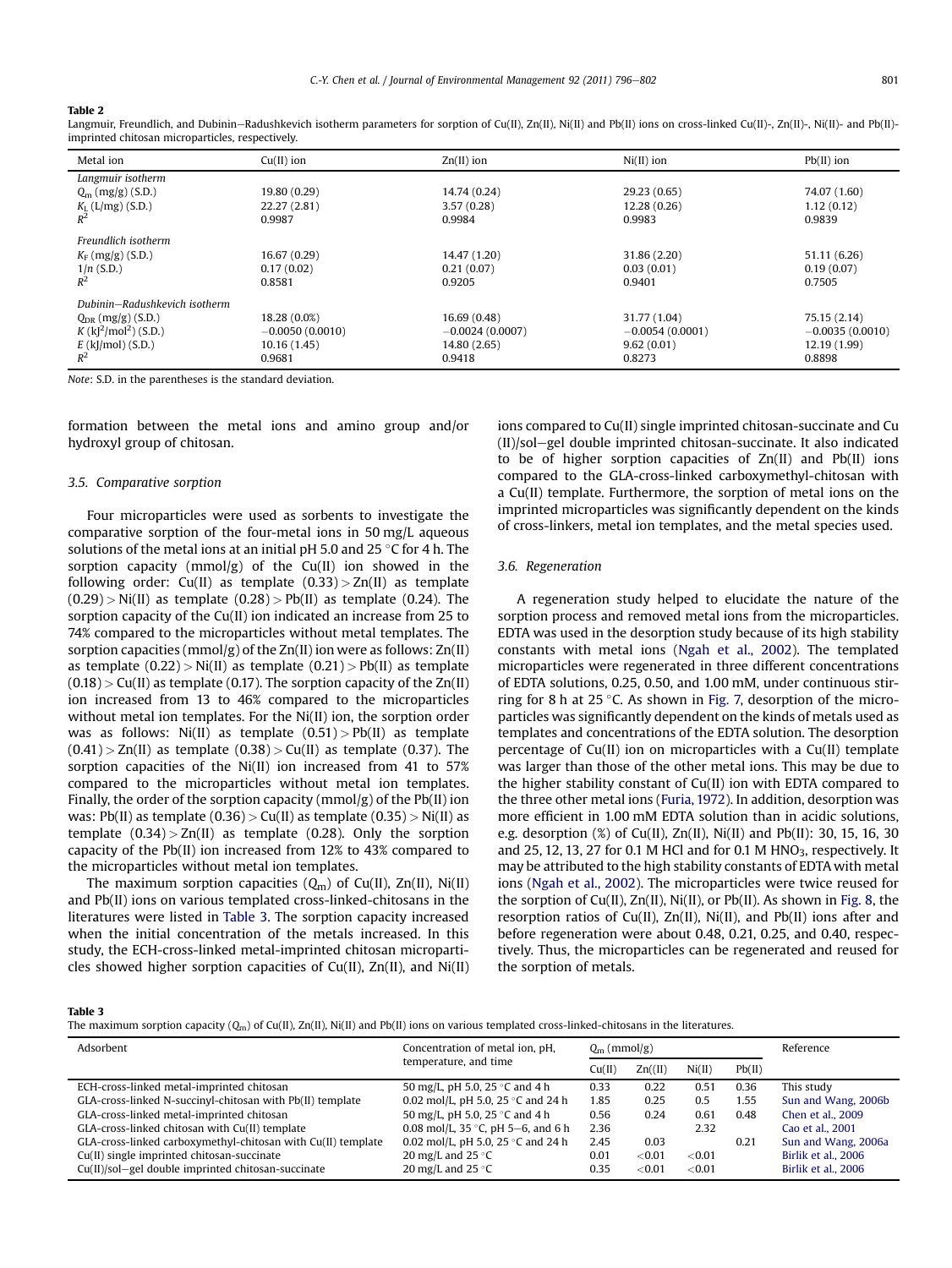**Table 2**

Langmuir, Freundlich, and Dubinin–Radushkevich isotherm parameters for sorption of Cu(II), Zn(II), Ni(II) and Pb(II) ions on cross-linked Cu(II)-, Zn(II)-, Ni(II)- and Pb(II)-imprinted chitosan microparticles, respectively.

| Metal ion | Cu(II) ion | Zn(II) ion | Ni(II) ion | Pb(II) ion |
|---|---|---|---|---|
| *Langmuir isotherm* | | | | |
| $Q_m$ (mg/g) (S.D.) | 19.80 (0.29) | 14.74 (0.24) | 29.23 (0.65) | 74.07 (1.60) |
| $K_L$ (L/mg) (S.D.) | 22.27 (2.81) | 3.57 (0.28) | 12.28 (0.26) | 1.12 (0.12) |
| $R^2$ | 0.9987 | 0.9984 | 0.9983 | 0.9839 |
| *Freundlich isotherm* | | | | |
| $K_F$ (mg/g) (S.D.) | 16.67 (0.29) | 14.47 (1.20) | 31.86 (2.20) | 51.11 (6.26) |
| $1/n$ (S.D.) | 0.17 (0.02) | 0.21 (0.07) | 0.03 (0.01) | 0.19 (0.07) |
| $R^2$ | 0.8581 | 0.9205 | 0.9401 | 0.7505 |
| *Dubinin–Radushkevich isotherm* | | | | |
| $Q_{DR}$ (mg/g) (S.D.) | 18.28 (0.0%) | 16.69 (0.48) | 31.77 (1.04) | 75.15 (2.14) |
| $K$ (kJ$^2$/mol$^2$) (S.D.) | −0.0050 (0.0010) | −0.0024 (0.0007) | −0.0054 (0.0001) | −0.0035 (0.0010) |
| $E$ (kJ/mol) (S.D.) | 10.16 (1.45) | 14.80 (2.65) | 9.62 (0.01) | 12.19 (1.99) |
| $R^2$ | 0.9681 | 0.9418 | 0.8273 | 0.8898 |

*Note*: S.D. in the parentheses is the standard deviation.

formation between the metal ions and amino group and/or hydroxyl group of chitosan.

### 3.5. Comparative sorption

Four microparticles were used as sorbents to investigate the comparative sorption of the four-metal ions in 50 mg/L aqueous solutions of the metal ions at an initial pH 5.0 and 25 °C for 4 h. The sorption capacity (mmol/g) of the Cu(II) ion showed in the following order: Cu(II) as template (0.33) > Zn(II) as template (0.29) > Ni(II) as template (0.28) > Pb(II) as template (0.24). The sorption capacity of the Cu(II) ion indicated an increase from 25 to 74% compared to the microparticles without metal templates. The sorption capacities (mmol/g) of the Zn(II) ion were as follows: Zn(II) as template (0.22) > Ni(II) as template (0.21) > Pb(II) as template (0.18) > Cu(II) as template (0.17). The sorption capacity of the Zn(II) ion increased from 13 to 46% compared to the microparticles without metal ion templates. For the Ni(II) ion, the sorption order was as follows: Ni(II) as template (0.51) > Pb(II) as template (0.41) > Zn(II) as template (0.38) > Cu(II) as template (0.37). The sorption capacities of the Ni(II) ion increased from 41 to 57% compared to the microparticles without metal ion templates. Finally, the order of the sorption capacity (mmol/g) of the Pb(II) ion was: Pb(II) as template (0.36) > Cu(II) as template (0.35) > Ni(II) as template (0.34) > Zn(II) as template (0.28). Only the sorption capacity of the Pb(II) ion increased from 12% to 43% compared to the microparticles without metal ion templates.

The maximum sorption capacities ($Q_m$) of Cu(II), Zn(II), Ni(II) and Pb(II) ions on various templated cross-linked-chitosans in the literatures were listed in Table 3. The sorption capacity increased when the initial concentration of the metals increased. In this study, the ECH-cross-linked metal-imprinted chitosan microparticles showed higher sorption capacities of Cu(II), Zn(II), and Ni(II) ions compared to Cu(II) single imprinted chitosan-succinate and Cu(II)/sol–gel double imprinted chitosan-succinate. It also indicated to be of higher sorption capacities of Zn(II) and Pb(II) ions compared to the GLA-cross-linked carboxymethyl-chitosan with a Cu(II) template. Furthermore, the sorption of metal ions on the imprinted microparticles was significantly dependent on the kinds of cross-linkers, metal ion templates, and the metal species used.

### 3.6. Regeneration

A regeneration study helped to elucidate the nature of the sorption process and removed metal ions from the microparticles. EDTA was used in the desorption study because of its high stability constants with metal ions (Ngah et al., 2002). The templated microparticles were regenerated in three different concentrations of EDTA solutions, 0.25, 0.50, and 1.00 mM, under continuous stirring for 8 h at 25 °C. As shown in Fig. 7, desorption of the microparticles was significantly dependent on the kinds of metals used as templates and concentrations of the EDTA solution. The desorption percentage of Cu(II) ion on microparticles with a Cu(II) template was larger than those of the other metal ions. This may be due to the higher stability constant of Cu(II) ion with EDTA compared to the three other metal ions (Furia, 1972). In addition, desorption was more efficient in 1.00 mM EDTA solution than in acidic solutions, e.g. desorption (%) of Cu(II), Zn(II), Ni(II) and Pb(II): 30, 15, 16, 30 and 25, 12, 13, 27 for 0.1 M HCl and for 0.1 M $HNO_3$, respectively. It may be attributed to the high stability constants of EDTA with metal ions (Ngah et al., 2002). The microparticles were twice reused for the sorption of Cu(II), Zn(II), Ni(II), or Pb(II). As shown in Fig. 8, the resorption ratios of Cu(II), Zn(II), Ni(II), and Pb(II) ions after and before regeneration were about 0.48, 0.21, 0.25, and 0.40, respectively. Thus, the microparticles can be regenerated and reused for the sorption of metals.

**Table 3**

The maximum sorption capacity ($Q_m$) of Cu(II), Zn(II), Ni(II) and Pb(II) ions on various templated cross-linked-chitosans in the literatures.

| Adsorbent | Concentration of metal ion, pH, temperature, and time | $Q_m$ (mmol/g) | | | | Reference |
|---|---|---|---|---|---|---|
| | | Cu(II) | Zn(II) | Ni(II) | Pb(II) | |
| ECH-cross-linked metal-imprinted chitosan | 50 mg/L, pH 5.0, 25 °C and 4 h | 0.33 | 0.22 | 0.51 | 0.36 | This study |
| GLA-cross-linked N-succinyl-chitosan with Pb(II) template | 0.02 mol/L, pH 5.0, 25 °C and 24 h | 1.85 | 0.25 | 0.5 | 1.55 | Sun and Wang, 2006b |
| GLA-cross-linked metal-imprinted chitosan | 50 mg/L, pH 5.0, 25 °C and 4 h | 0.56 | 0.24 | 0.61 | 0.48 | Chen et al., 2009 |
| GLA-cross-linked chitosan with Cu(II) template | 0.08 mol/L, 35 °C, pH 5–6, and 6 h | 2.36 | | 2.32 | | Cao et al., 2001 |
| GLA-cross-linked carboxymethyl-chitosan with Cu(II) template | 0.02 mol/L, pH 5.0, 25 °C and 24 h | 2.45 | 0.03 | | 0.21 | Sun and Wang, 2006a |
| Cu(II) single imprinted chitosan-succinate | 20 mg/L and 25 °C | 0.01 | <0.01 | <0.01 | | Birlik et al., 2006 |
| Cu(II)/sol–gel double imprinted chitosan-succinate | 20 mg/L and 25 °C | 0.35 | <0.01 | <0.01 | | Birlik et al., 2006 |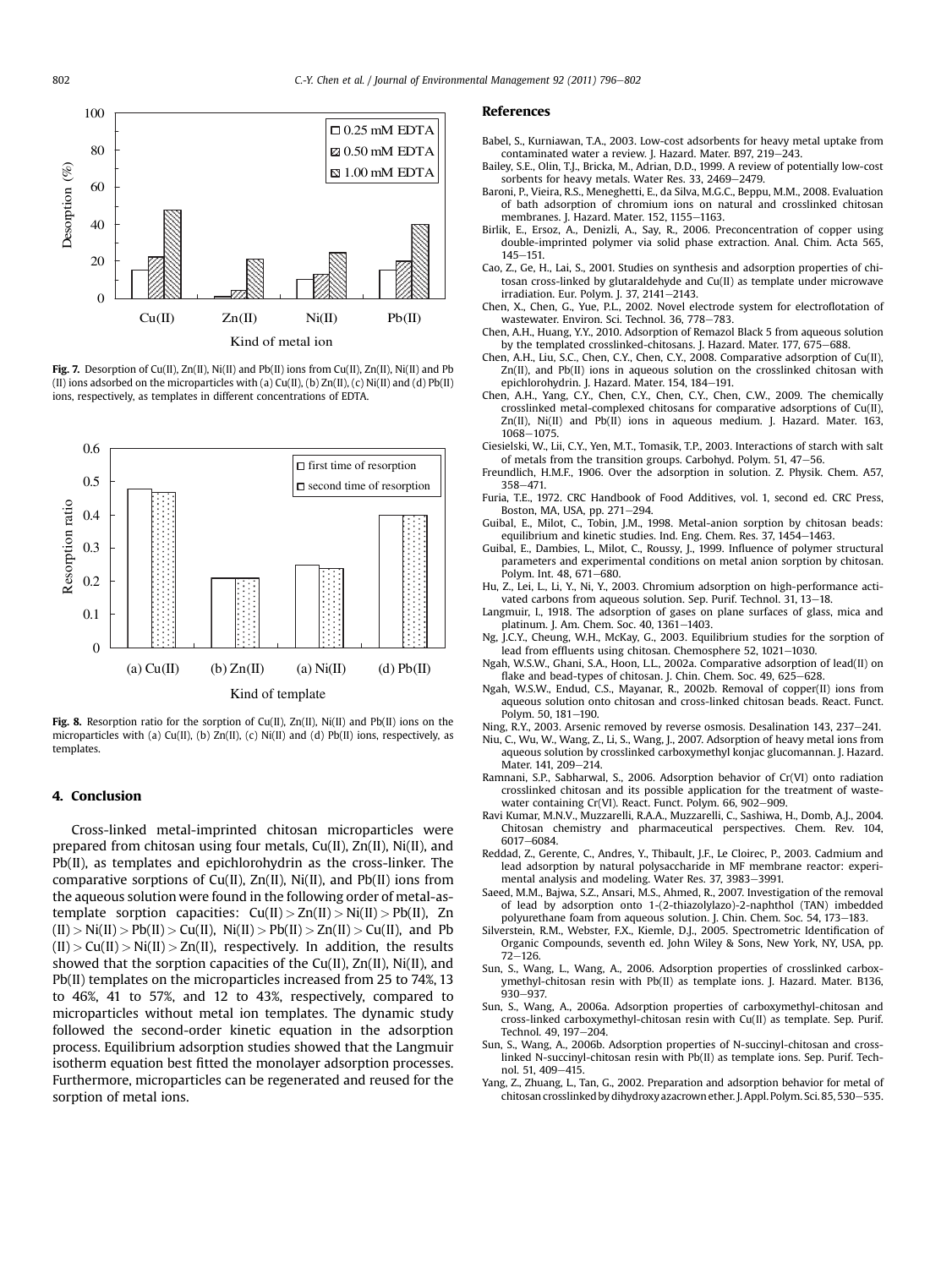100

80

60

40

20

0

Desorption (%)

□ 0.25 mM EDTA

▨ 0.50 mM EDTA

▧ 1.00 mM EDTA

Cu(II) Zn(II) Ni(II) Pb(II)

Kind of metal ion

**Fig. 7.** Desorption of Cu(II), Zn(II), Ni(II) and Pb(II) ions from Cu(II), Zn(II), Ni(II) and Pb (II) ions adsorbed on the microparticles with (a) Cu(II), (b) Zn(II), (c) Ni(II) and (d) Pb(II) ions, respectively, as templates in different concentrations of EDTA.

0.6

0.5

0.4

0.3

0.2

0.1

0

Resorption ratio

□ first time of resorption

□ second time of resorption

(a) Cu(II) (b) Zn(II) (a) Ni(II) (d) Pb(II)

Kind of template

**Fig. 8.** Resorption ratio for the sorption of Cu(II), Zn(II), Ni(II) and Pb(II) ions on the microparticles with (a) Cu(II), (b) Zn(II), (c) Ni(II) and (d) Pb(II) ions, respectively, as templates.

## 4. Conclusion

Cross-linked metal-imprinted chitosan microparticles were prepared from chitosan using four metals, Cu(II), Zn(II), Ni(II), and Pb(II), as templates and epichlorohydrin as the cross-linker. The comparative sorptions of Cu(II), Zn(II), Ni(II), and Pb(II) ions from the aqueous solution were found in the following order of metal-as-template sorption capacities: Cu(II) > Zn(II) > Ni(II) > Pb(II), Zn (II) > Ni(II) > Pb(II) > Cu(II), Ni(II) > Pb(II) > Zn(II) > Cu(II), and Pb (II) > Cu(II) > Ni(II) > Zn(II), respectively. In addition, the results showed that the sorption capacities of the Cu(II), Zn(II), Ni(II), and Pb(II) templates on the microparticles increased from 25 to 74%, 13 to 46%, 41 to 57%, and 12 to 43%, respectively, compared to microparticles without metal ion templates. The dynamic study followed the second-order kinetic equation in the adsorption process. Equilibrium adsorption studies showed that the Langmuir isotherm equation best fitted the monolayer adsorption processes. Furthermore, microparticles can be regenerated and reused for the sorption of metal ions.

## References

Babel, S., Kurniawan, T.A., 2003. Low-cost adsorbents for heavy metal uptake from contaminated water a review. J. Hazard. Mater. B97, 219–243.

Bailey, S.E., Olin, T.J., Bricka, M., Adrian, D.D., 1999. A review of potentially low-cost sorbents for heavy metals. Water Res. 33, 2469–2479.

Baroni, P., Vieira, R.S., Meneghetti, E., da Silva, M.G.C., Beppu, M.M., 2008. Evaluation of bath adsorption of chromium ions on natural and crosslinked chitosan membranes. J. Hazard. Mater. 152, 1155–1163.

Birlik, E., Ersoz, A., Denizli, A., Say, R., 2006. Preconcentration of copper using double-imprinted polymer via solid phase extraction. Anal. Chim. Acta 565, 145–151.

Cao, Z., Ge, H., Lai, S., 2001. Studies on synthesis and adsorption properties of chitosan cross-linked by glutaraldehyde and Cu(II) as template under microwave irradiation. Eur. Polym. J. 37, 2141–2143.

Chen, X., Chen, G., Yue, P.L., 2002. Novel electrode system for electroflotation of wastewater. Environ. Sci. Technol. 36, 778–783.

Chen, A.H., Huang, Y.Y., 2010. Adsorption of Remazol Black 5 from aqueous solution by the templated crosslinked-chitosans. J. Hazard. Mater. 177, 675–688.

Chen, A.H., Liu, S.C., Chen, C.Y., Chen, C.Y., 2008. Comparative adsorption of Cu(II), Zn(II), and Pb(II) ions in aqueous solution on the crosslinked chitosan with epichlorohydrin. J. Hazard. Mater. 154, 184–191.

Chen, A.H., Yang, C.Y., Chen, C.Y., Chen, C.Y., Chen, C.W., 2009. The chemically crosslinked metal-complexed chitosans for comparative adsorptions of Cu(II), Zn(II), Ni(II) and Pb(II) ions in aqueous medium. J. Hazard. Mater. 163, 1068–1075.

Ciesielski, W., Lii, C.Y., Yen, M.T., Tomasik, T.P., 2003. Interactions of starch with salt of metals from the transition groups. Carbohyd. Polym. 51, 47–56.

Freundlich, H.M.F., 1906. Over the adsorption in solution. Z. Physik. Chem. A57, 358–471.

Furia, T.E., 1972. CRC Handbook of Food Additives, vol. 1, second ed. CRC Press, Boston, MA, USA, pp. 271–294.

Guibal, E., Milot, C., Tobin, J.M., 1998. Metal-anion sorption by chitosan beads: equilibrium and kinetic studies. Ind. Eng. Chem. Res. 37, 1454–1463.

Guibal, E., Dambies, L., Milot, C., Roussy, J., 1999. Influence of polymer structural parameters and experimental conditions on metal anion sorption by chitosan. Polym. Int. 48, 671–680.

Hu, Z., Lei, L., Li, Y., Ni, Y., 2003. Chromium adsorption on high-performance activated carbons from aqueous solution. Sep. Purif. Technol. 31, 13–18.

Langmuir, I., 1918. The adsorption of gases on plane surfaces of glass, mica and platinum. J. Am. Chem. Soc. 40, 1361–1403.

Ng, J.C.Y., Cheung, W.H., McKay, G., 2003. Equilibrium studies for the sorption of lead from effluents using chitosan. Chemosphere 52, 1021–1030.

Ngah, W.S.W., Ghani, S.A., Hoon, L.L., 2002a. Comparative adsorption of lead(II) on flake and bead-types of chitosan. J. Chin. Chem. Soc. 49, 625–628.

Ngah, W.S.W., Endud, C.S., Mayanar, R., 2002b. Removal of copper(II) ions from aqueous solution onto chitosan and cross-linked chitosan beads. React. Funct. Polym. 50, 181–190.

Ning, R.Y., 2003. Arsenic removed by reverse osmosis. Desalination 143, 237–241.

Niu, C., Wu, W., Wang, Z., Li, S., Wang, J., 2007. Adsorption of heavy metal ions from aqueous solution by crosslinked carboxymethyl konjac glucomannan. J. Hazard. Mater. 141, 209–214.

Ramnani, S.P., Sabharwal, S., 2006. Adsorption behavior of Cr(VI) onto radiation crosslinked chitosan and its possible application for the treatment of wastewater containing Cr(VI). React. Funct. Polym. 66, 902–909.

Ravi Kumar, M.N.V., Muzzarelli, R.A.A., Muzzarelli, C., Sashiwa, H., Domb, A.J., 2004. Chitosan chemistry and pharmaceutical perspectives. Chem. Rev. 104, 6017–6084.

Reddad, Z., Gerente, C., Andres, Y., Thibault, J.F., Le Cloirec, P., 2003. Cadmium and lead adsorption by natural polysaccharide in MF membrane reactor: experimental analysis and modeling. Water Res. 37, 3983–3991.

Saeed, M.M., Bajwa, S.Z., Ansari, M.S., Ahmed, R., 2007. Investigation of the removal of lead by adsorption onto 1-(2-thiazolylazo)-2-naphthol (TAN) imbedded polyurethane foam from aqueous solution. J. Chin. Chem. Soc. 54, 173–183.

Silverstein, R.M., Webster, F.X., Kiemle, D.J., 2005. Spectrometric Identification of Organic Compounds, seventh ed. John Wiley & Sons, New York, NY, USA, pp. 72–126.

Sun, S., Wang, L., Wang, A., 2006. Adsorption properties of crosslinked carboxymethyl-chitosan resin with Pb(II) as template ions. J. Hazard. Mater. B136, 930–937.

Sun, S., Wang, A., 2006a. Adsorption properties of carboxymethyl-chitosan and cross-linked carboxymethyl-chitosan resin with Cu(II) as template. Sep. Purif. Technol. 49, 197–204.

Sun, S., Wang, A., 2006b. Adsorption properties of N-succinyl-chitosan and cross-linked N-succinyl-chitosan resin with Pb(II) as template ions. Sep. Purif. Technol. 51, 409–415.

Yang, Z., Zhuang, L., Tan, G., 2002. Preparation and adsorption behavior for metal of chitosan crosslinked by dihydroxy azacrown ether. J. Appl. Polym. Sci. 85, 530–535.